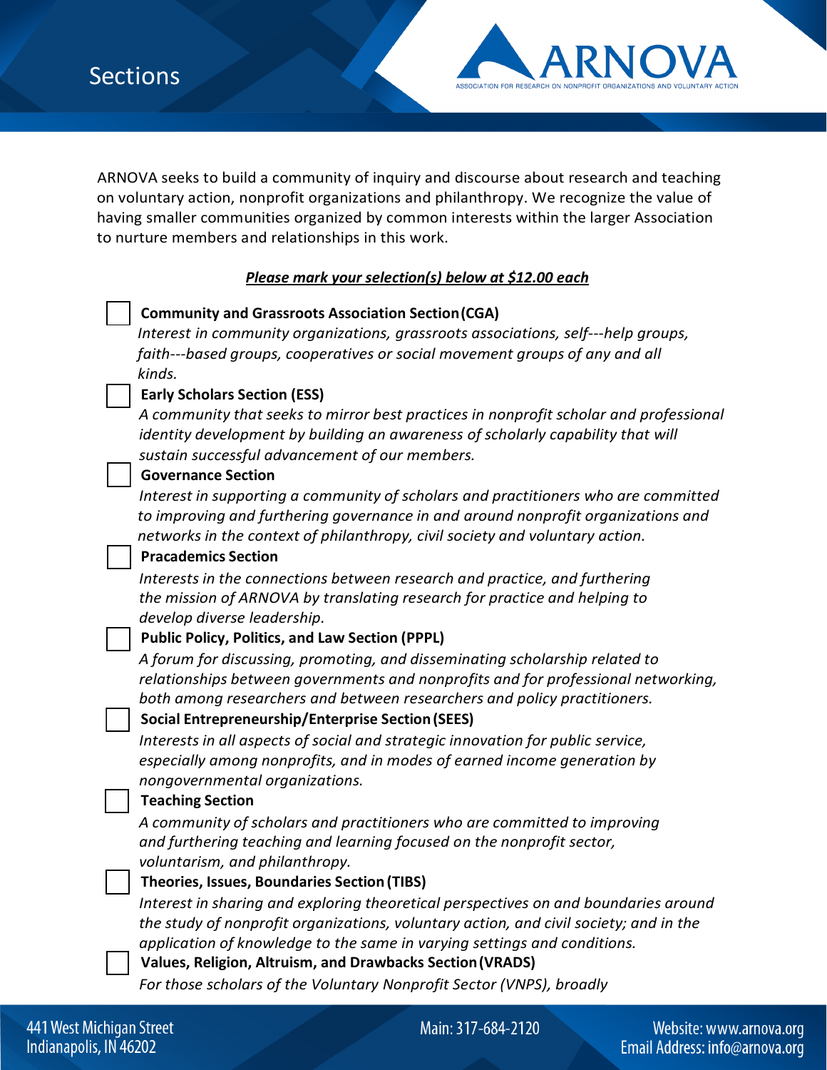# Sections

ARNOVA seeks to build a community of inquiry and discourse about research and teaching on voluntary action, nonprofit organizations and philanthropy. We recognize the value of having smaller communities organized by common interests within the larger Association to nurture members and relationships in this work.

***Please mark your selection(s) below at $12.00 each***

- [ ] **Community and Grassroots Association Section (CGA)**
  *Interest in community organizations, grassroots associations, self---help groups, faith---based groups, cooperatives or social movement groups of any and all kinds.*
- [ ] **Early Scholars Section (ESS)**
  *A community that seeks to mirror best practices in nonprofit scholar and professional identity development by building an awareness of scholarly capability that will sustain successful advancement of our members.*
- [ ] **Governance Section**
  *Interest in supporting a community of scholars and practitioners who are committed to improving and furthering governance in and around nonprofit organizations and networks in the context of philanthropy, civil society and voluntary action.*
- [ ] **Pracademics Section**
  *Interests in the connections between research and practice, and furthering the mission of ARNOVA by translating research for practice and helping to develop diverse leadership.*
- [ ] **Public Policy, Politics, and Law Section (PPPL)**
  *A forum for discussing, promoting, and disseminating scholarship related to relationships between governments and nonprofits and for professional networking, both among researchers and between researchers and policy practitioners.*
- [ ] **Social Entrepreneurship/Enterprise Section (SEES)**
  *Interests in all aspects of social and strategic innovation for public service, especially among nonprofits, and in modes of earned income generation by nongovernmental organizations.*
- [ ] **Teaching Section**
  *A community of scholars and practitioners who are committed to improving and furthering teaching and learning focused on the nonprofit sector, voluntarism, and philanthropy.*
- [ ] **Theories, Issues, Boundaries Section (TIBS)**
  *Interest in sharing and exploring theoretical perspectives on and boundaries around the study of nonprofit organizations, voluntary action, and civil society; and in the application of knowledge to the same in varying settings and conditions.*
- [ ] **Values, Religion, Altruism, and Drawbacks Section (VRADS)**
  *For those scholars of the Voluntary Nonprofit Sector (VNPS), broadly*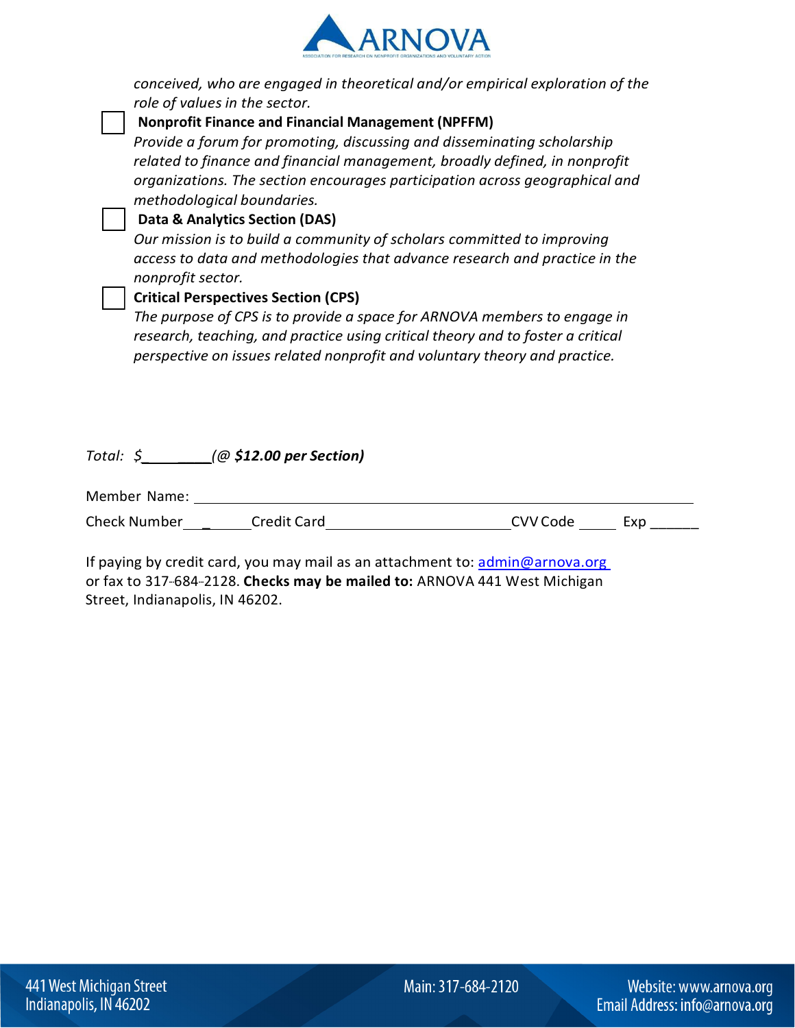*conceived, who are engaged in theoretical and/or empirical exploration of the role of values in the sector.*

☐ **Nonprofit Finance and Financial Management (NPFFM)**
*Provide a forum for promoting, discussing and disseminating scholarship related to finance and financial management, broadly defined, in nonprofit organizations. The section encourages participation across geographical and methodological boundaries.*

☐ **Data & Analytics Section (DAS)**
*Our mission is to build a community of scholars committed to improving access to data and methodologies that advance research and practice in the nonprofit sector.*

☐ **Critical Perspectives Section (CPS)**
*The purpose of CPS is to provide a space for ARNOVA members to engage in research, teaching, and practice using critical theory and to foster a critical perspective on issues related nonprofit and voluntary theory and practice.*

*Total: $__________(@ **$12.00 per Section)***

Member Name: ____________________________________________

Check Number________ Credit Card________________________ CVV Code ______ Exp ______

If paying by credit card, you may mail as an attachment to: admin@arnova.org or fax to 317-684-2128. **Checks may be mailed to:** ARNOVA 441 West Michigan Street, Indianapolis, IN 46202.

441 West Michigan Street
Indianapolis, IN 46202

Main: 317-684-2120

Website: www.arnova.org
Email Address: info@arnova.org